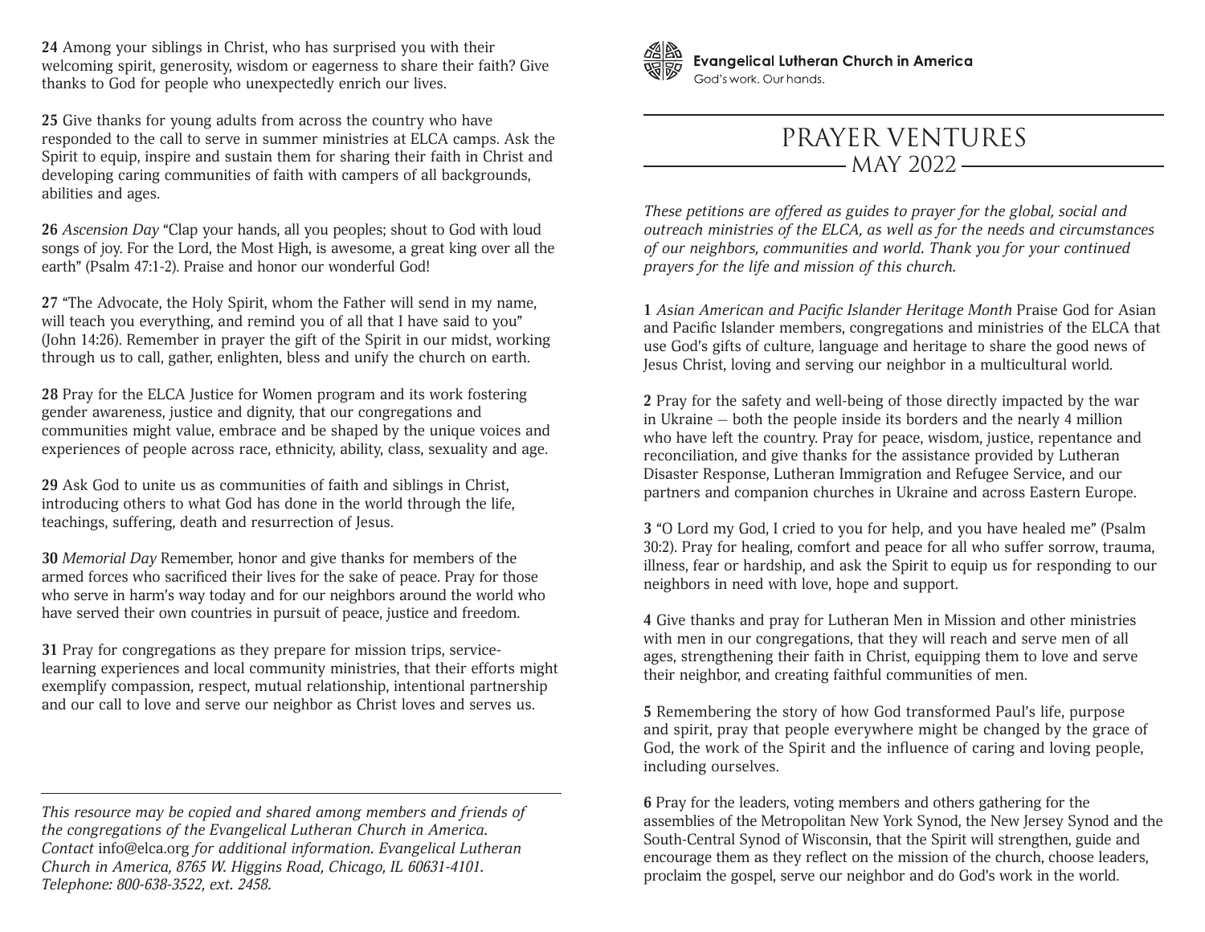Evangelical Lutheran Church in America

God's work. Our hands.

# PRAYER VENTURES

## MAY 2022

*These petitions are offered as guides to prayer for the global, social and outreach ministries of the ELCA, as well as for the needs and circumstances of our neighbors, communities and world. Thank you for your continued prayers for the life and mission of this church.*

**1** *Asian American and Pacific Islander Heritage Month* Praise God for Asian and Pacific Islander members, congregations and ministries of the ELCA that use God's gifts of culture, language and heritage to share the good news of Jesus Christ, loving and serving our neighbor in a multicultural world.

**2** Pray for the safety and well-being of those directly impacted by the war in Ukraine — both the people inside its borders and the nearly 4 million who have left the country. Pray for peace, wisdom, justice, repentance and reconciliation, and give thanks for the assistance provided by Lutheran Disaster Response, Lutheran Immigration and Refugee Service, and our partners and companion churches in Ukraine and across Eastern Europe.

**3** "O Lord my God, I cried to you for help, and you have healed me" (Psalm 30:2). Pray for healing, comfort and peace for all who suffer sorrow, trauma, illness, fear or hardship, and ask the Spirit to equip us for responding to our neighbors in need with love, hope and support.

**4** Give thanks and pray for Lutheran Men in Mission and other ministries with men in our congregations, that they will reach and serve men of all ages, strengthening their faith in Christ, equipping them to love and serve their neighbor, and creating faithful communities of men.

**5** Remembering the story of how God transformed Paul's life, purpose and spirit, pray that people everywhere might be changed by the grace of God, the work of the Spirit and the influence of caring and loving people, including ourselves.

**6** Pray for the leaders, voting members and others gathering for the assemblies of the Metropolitan New York Synod, the New Jersey Synod and the South-Central Synod of Wisconsin, that the Spirit will strengthen, guide and encourage them as they reflect on the mission of the church, choose leaders, proclaim the gospel, serve our neighbor and do God's work in the world.

**24** Among your siblings in Christ, who has surprised you with their welcoming spirit, generosity, wisdom or eagerness to share their faith? Give thanks to God for people who unexpectedly enrich our lives.

**25** Give thanks for young adults from across the country who have responded to the call to serve in summer ministries at ELCA camps. Ask the Spirit to equip, inspire and sustain them for sharing their faith in Christ and developing caring communities of faith with campers of all backgrounds, abilities and ages.

**26** *Ascension Day* "Clap your hands, all you peoples; shout to God with loud songs of joy. For the Lord, the Most High, is awesome, a great king over all the earth" (Psalm 47:1-2). Praise and honor our wonderful God!

**27** "The Advocate, the Holy Spirit, whom the Father will send in my name, will teach you everything, and remind you of all that I have said to you" (John 14:26). Remember in prayer the gift of the Spirit in our midst, working through us to call, gather, enlighten, bless and unify the church on earth.

**28** Pray for the ELCA Justice for Women program and its work fostering gender awareness, justice and dignity, that our congregations and communities might value, embrace and be shaped by the unique voices and experiences of people across race, ethnicity, ability, class, sexuality and age.

**29** Ask God to unite us as communities of faith and siblings in Christ, introducing others to what God has done in the world through the life, teachings, suffering, death and resurrection of Jesus.

**30** *Memorial Day* Remember, honor and give thanks for members of the armed forces who sacrificed their lives for the sake of peace. Pray for those who serve in harm's way today and for our neighbors around the world who have served their own countries in pursuit of peace, justice and freedom.

**31** Pray for congregations as they prepare for mission trips, service-learning experiences and local community ministries, that their efforts might exemplify compassion, respect, mutual relationship, intentional partnership and our call to love and serve our neighbor as Christ loves and serves us.

---

*This resource may be copied and shared among members and friends of the congregations of the Evangelical Lutheran Church in America. Contact* info@elca.org *for additional information. Evangelical Lutheran Church in America, 8765 W. Higgins Road, Chicago, IL 60631-4101. Telephone: 800-638-3522, ext. 2458.*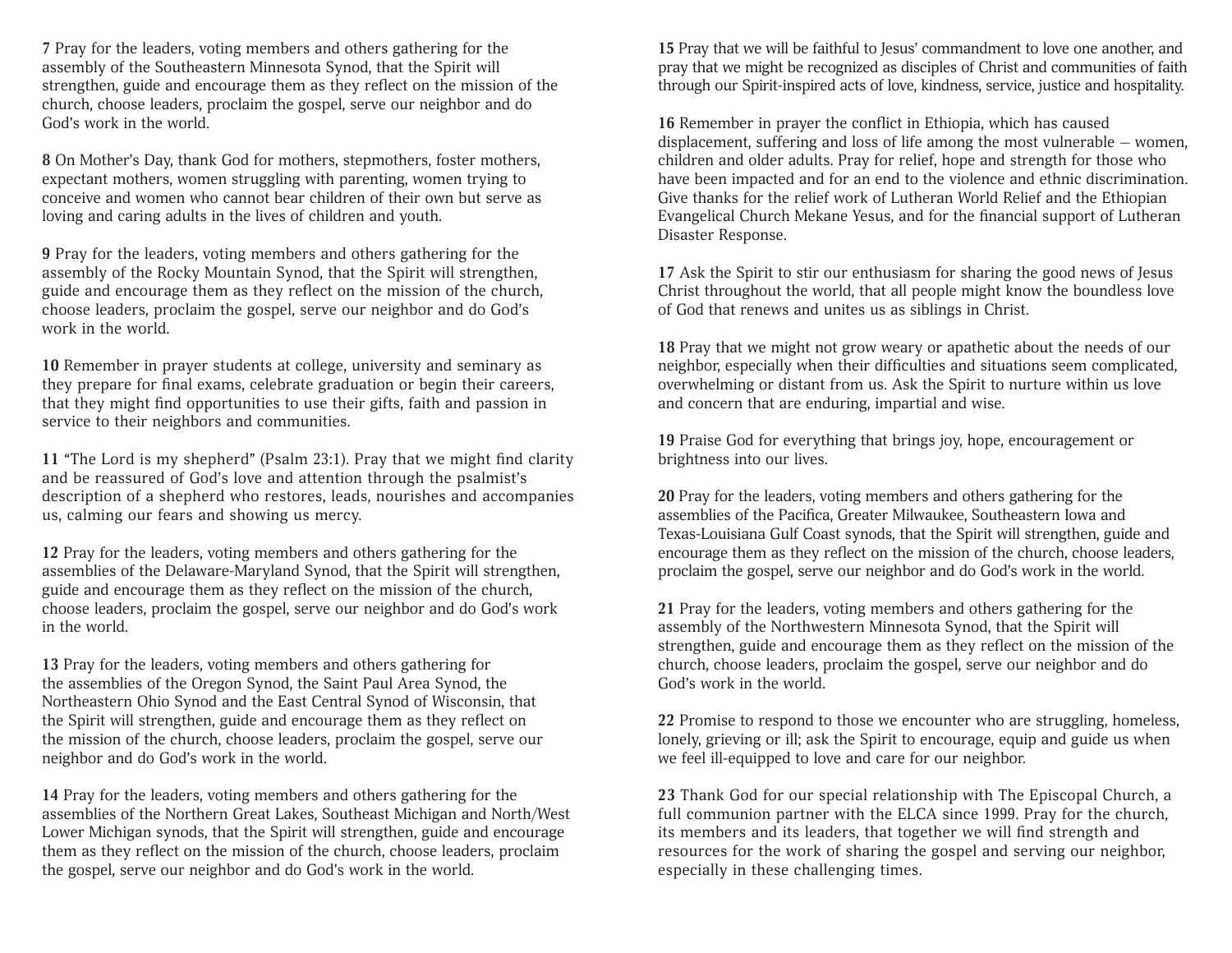**7** Pray for the leaders, voting members and others gathering for the assembly of the Southeastern Minnesota Synod, that the Spirit will strengthen, guide and encourage them as they reflect on the mission of the church, choose leaders, proclaim the gospel, serve our neighbor and do God's work in the world.

**8** On Mother's Day, thank God for mothers, stepmothers, foster mothers, expectant mothers, women struggling with parenting, women trying to conceive and women who cannot bear children of their own but serve as loving and caring adults in the lives of children and youth.

**9** Pray for the leaders, voting members and others gathering for the assembly of the Rocky Mountain Synod, that the Spirit will strengthen, guide and encourage them as they reflect on the mission of the church, choose leaders, proclaim the gospel, serve our neighbor and do God's work in the world.

**10** Remember in prayer students at college, university and seminary as they prepare for final exams, celebrate graduation or begin their careers, that they might find opportunities to use their gifts, faith and passion in service to their neighbors and communities.

**11** "The Lord is my shepherd" (Psalm 23:1). Pray that we might find clarity and be reassured of God's love and attention through the psalmist's description of a shepherd who restores, leads, nourishes and accompanies us, calming our fears and showing us mercy.

**12** Pray for the leaders, voting members and others gathering for the assemblies of the Delaware-Maryland Synod, that the Spirit will strengthen, guide and encourage them as they reflect on the mission of the church, choose leaders, proclaim the gospel, serve our neighbor and do God's work in the world.

**13** Pray for the leaders, voting members and others gathering for the assemblies of the Oregon Synod, the Saint Paul Area Synod, the Northeastern Ohio Synod and the East Central Synod of Wisconsin, that the Spirit will strengthen, guide and encourage them as they reflect on the mission of the church, choose leaders, proclaim the gospel, serve our neighbor and do God's work in the world.

**14** Pray for the leaders, voting members and others gathering for the assemblies of the Northern Great Lakes, Southeast Michigan and North/West Lower Michigan synods, that the Spirit will strengthen, guide and encourage them as they reflect on the mission of the church, choose leaders, proclaim the gospel, serve our neighbor and do God's work in the world.

**15** Pray that we will be faithful to Jesus' commandment to love one another, and pray that we might be recognized as disciples of Christ and communities of faith through our Spirit-inspired acts of love, kindness, service, justice and hospitality.

**16** Remember in prayer the conflict in Ethiopia, which has caused displacement, suffering and loss of life among the most vulnerable — women, children and older adults. Pray for relief, hope and strength for those who have been impacted and for an end to the violence and ethnic discrimination. Give thanks for the relief work of Lutheran World Relief and the Ethiopian Evangelical Church Mekane Yesus, and for the financial support of Lutheran Disaster Response.

**17** Ask the Spirit to stir our enthusiasm for sharing the good news of Jesus Christ throughout the world, that all people might know the boundless love of God that renews and unites us as siblings in Christ.

**18** Pray that we might not grow weary or apathetic about the needs of our neighbor, especially when their difficulties and situations seem complicated, overwhelming or distant from us. Ask the Spirit to nurture within us love and concern that are enduring, impartial and wise.

**19** Praise God for everything that brings joy, hope, encouragement or brightness into our lives.

**20** Pray for the leaders, voting members and others gathering for the assemblies of the Pacifica, Greater Milwaukee, Southeastern Iowa and Texas-Louisiana Gulf Coast synods, that the Spirit will strengthen, guide and encourage them as they reflect on the mission of the church, choose leaders, proclaim the gospel, serve our neighbor and do God's work in the world.

**21** Pray for the leaders, voting members and others gathering for the assembly of the Northwestern Minnesota Synod, that the Spirit will strengthen, guide and encourage them as they reflect on the mission of the church, choose leaders, proclaim the gospel, serve our neighbor and do God's work in the world.

**22** Promise to respond to those we encounter who are struggling, homeless, lonely, grieving or ill; ask the Spirit to encourage, equip and guide us when we feel ill-equipped to love and care for our neighbor.

**23** Thank God for our special relationship with The Episcopal Church, a full communion partner with the ELCA since 1999. Pray for the church, its members and its leaders, that together we will find strength and resources for the work of sharing the gospel and serving our neighbor, especially in these challenging times.